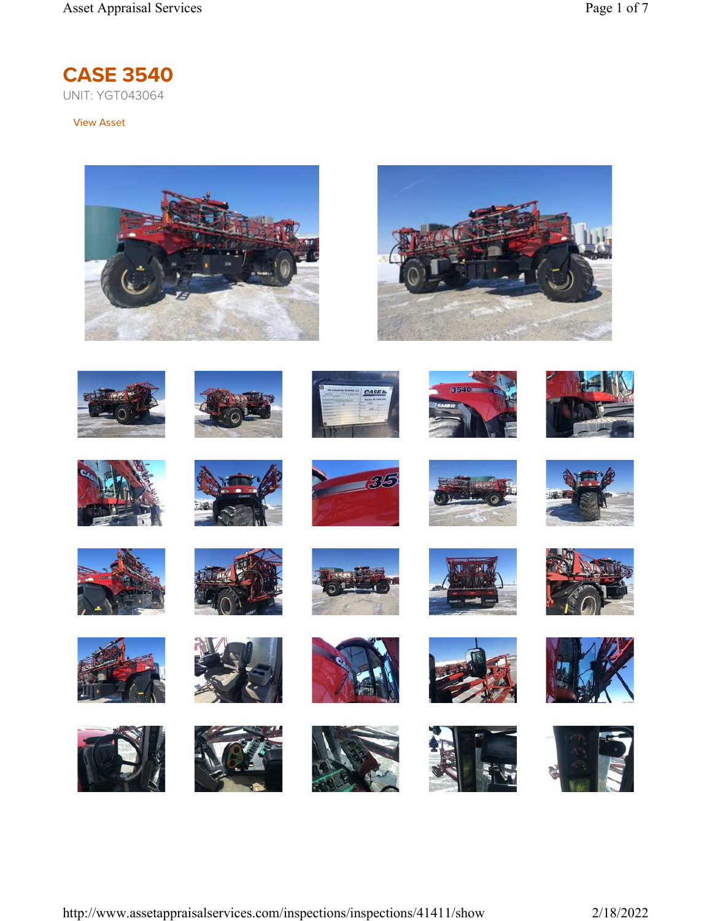# CASE 3540

UNIT: YGT043064

View Asset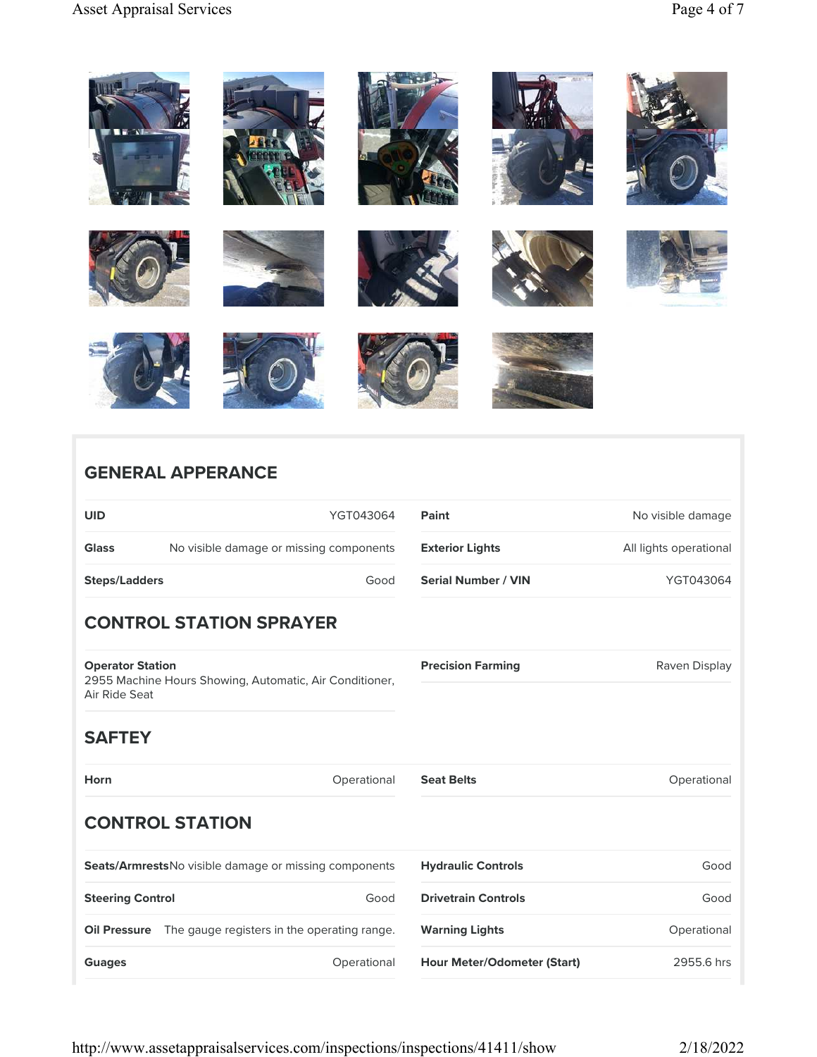## GENERAL APPERANCE

| | | | |
|---|---|---|---|
| **UID** | YGT043064 | **Paint** | No visible damage |
| **Glass** | No visible damage or missing components | **Exterior Lights** | All lights operational |
| **Steps/Ladders** | Good | **Serial Number / VIN** | YGT043064 |

## CONTROL STATION SPRAYER

| | | | |
|---|---|---|---|
| **Operator Station** | 2955 Machine Hours Showing, Automatic, Air Conditioner, Air Ride Seat | **Precision Farming** | Raven Display |

## SAFTEY

| | | | |
|---|---|---|---|
| **Horn** | Operational | **Seat Belts** | Operational |

## CONTROL STATION

| | | | |
|---|---|---|---|
| **Seats/Armrests** | No visible damage or missing components | **Hydraulic Controls** | Good |
| **Steering Control** | Good | **Drivetrain Controls** | Good |
| **Oil Pressure** | The gauge registers in the operating range. | **Warning Lights** | Operational |
| **Guages** | Operational | **Hour Meter/Odometer (Start)** | 2955.6 hrs |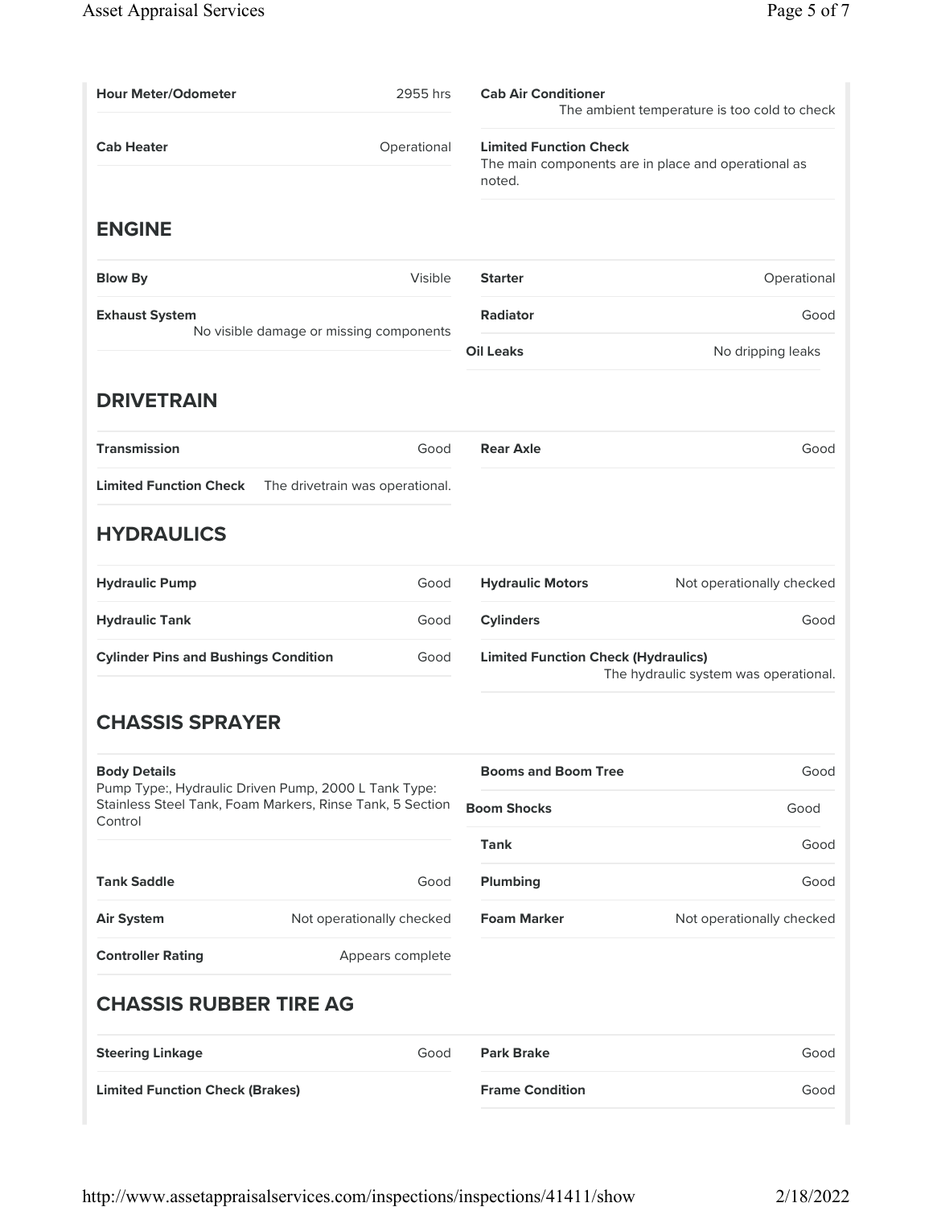| | | | |
|---|---|---|---|
| **Hour Meter/Odometer** | 2955 hrs | **Cab Air Conditioner** | The ambient temperature is too cold to check |
| **Cab Heater** | Operational | **Limited Function Check** | The main components are in place and operational as noted. |

## ENGINE

| | | | |
|---|---|---|---|
| **Blow By** | Visible | **Starter** | Operational |
| **Exhaust System** | No visible damage or missing components | **Radiator** | Good |
| | | **Oil Leaks** | No dripping leaks |

## DRIVETRAIN

| | | | |
|---|---|---|---|
| **Transmission** | Good | **Rear Axle** | Good |
| **Limited Function Check** | The drivetrain was operational. | | |

## HYDRAULICS

| | | | |
|---|---|---|---|
| **Hydraulic Pump** | Good | **Hydraulic Motors** | Not operationally checked |
| **Hydraulic Tank** | Good | **Cylinders** | Good |
| **Cylinder Pins and Bushings Condition** | Good | **Limited Function Check (Hydraulics)** | The hydraulic system was operational. |

## CHASSIS SPRAYER

| | | | |
|---|---|---|---|
| **Body Details** | Pump Type:, Hydraulic Driven Pump, 2000 L Tank Type: Stainless Steel Tank, Foam Markers, Rinse Tank, 5 Section Control | **Booms and Boom Tree** | Good |
| | | **Boom Shocks** | Good |
| | | **Tank** | Good |
| **Tank Saddle** | Good | **Plumbing** | Good |
| **Air System** | Not operationally checked | **Foam Marker** | Not operationally checked |
| **Controller Rating** | Appears complete | | |

## CHASSIS RUBBER TIRE AG

| | | | |
|---|---|---|---|
| **Steering Linkage** | Good | **Park Brake** | Good |
| **Limited Function Check (Brakes)** | | **Frame Condition** | Good |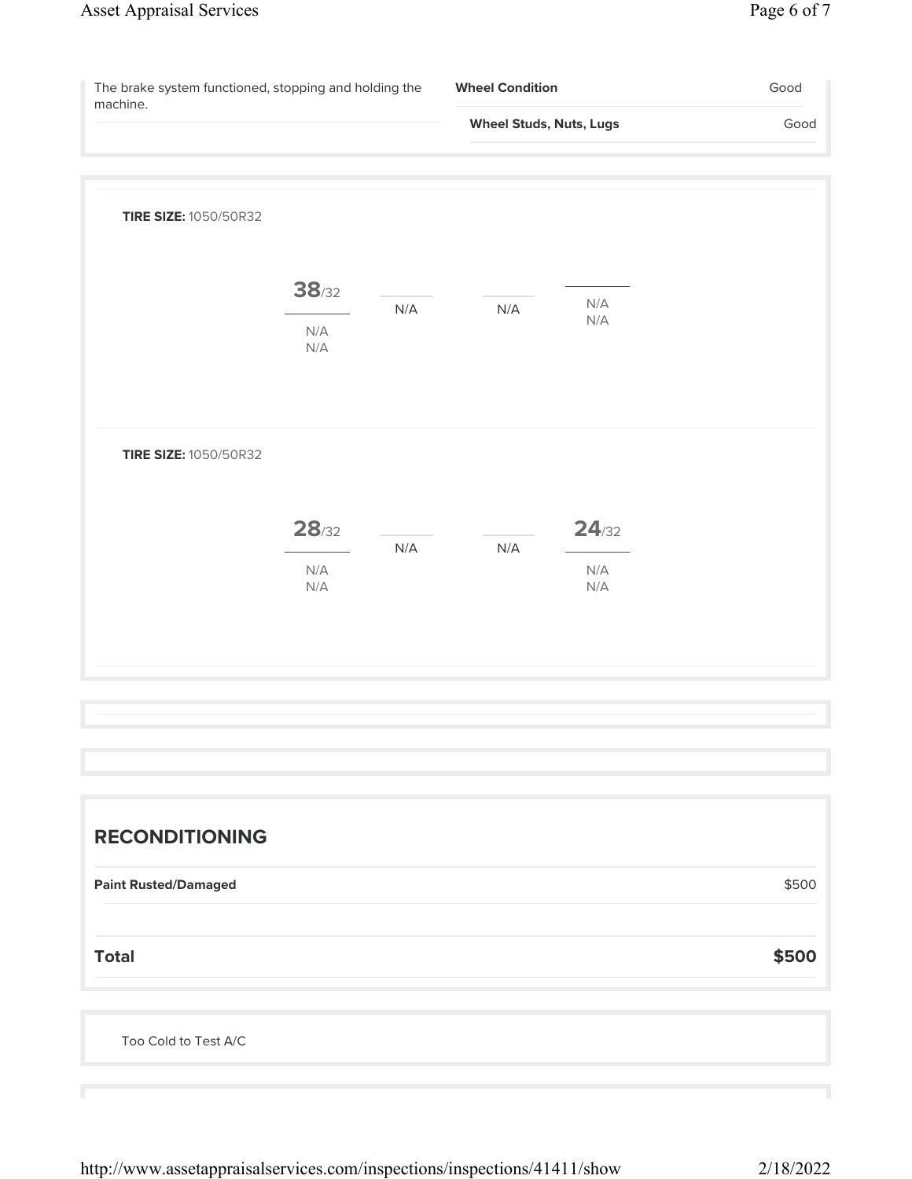The brake system functioned, stopping and holding the machine.

| | |
|---|---|
| **Wheel Condition** | Good |
| **Wheel Studs, Nuts, Lugs** | Good |

**TIRE SIZE:** 1050/50R32

| | | | |
|---|---|---|---|
| **38**/32 | N/A | N/A | N/A |
| N/A | | | N/A |
| N/A | | | |

**TIRE SIZE:** 1050/50R32

| | | | |
|---|---|---|---|
| **28**/32 | N/A | N/A | **24**/32 |
| N/A | | | N/A |
| N/A | | | N/A |

## RECONDITIONING

| | |
|---|---|
| **Paint Rusted/Damaged** | $500 |
| **Total** | **$500** |

Too Cold to Test A/C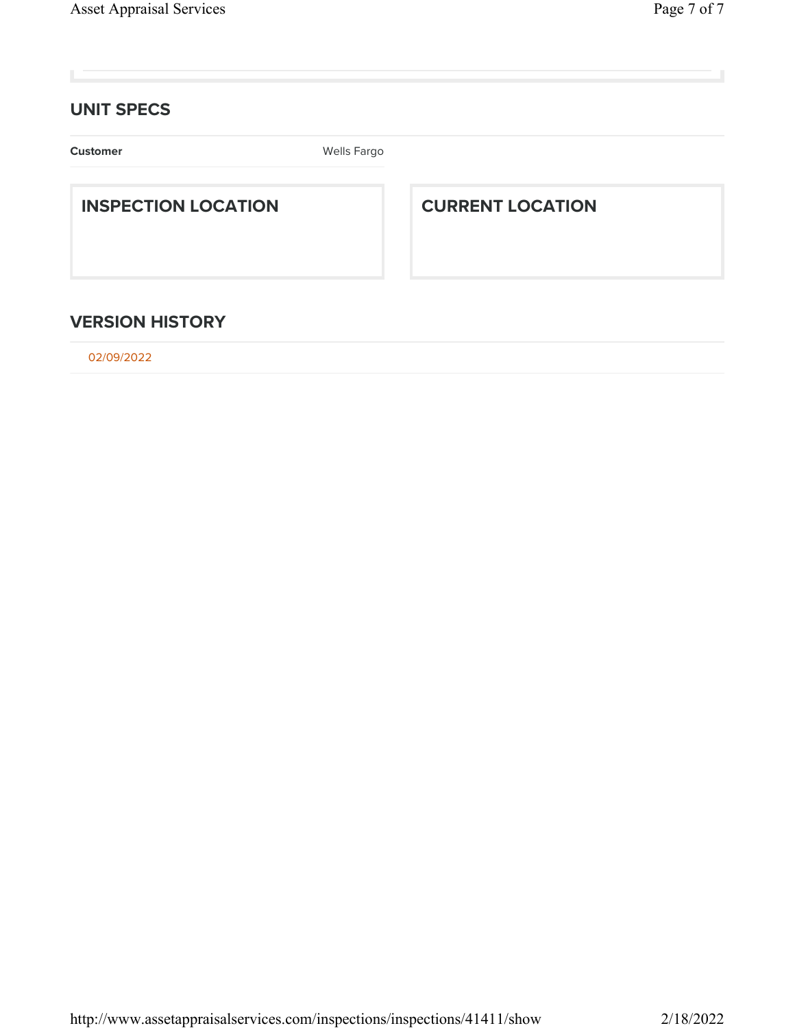## UNIT SPECS

| | |
|---|---|
| **Customer** | Wells Fargo |

### INSPECTION LOCATION

### CURRENT LOCATION

## VERSION HISTORY

02/09/2022